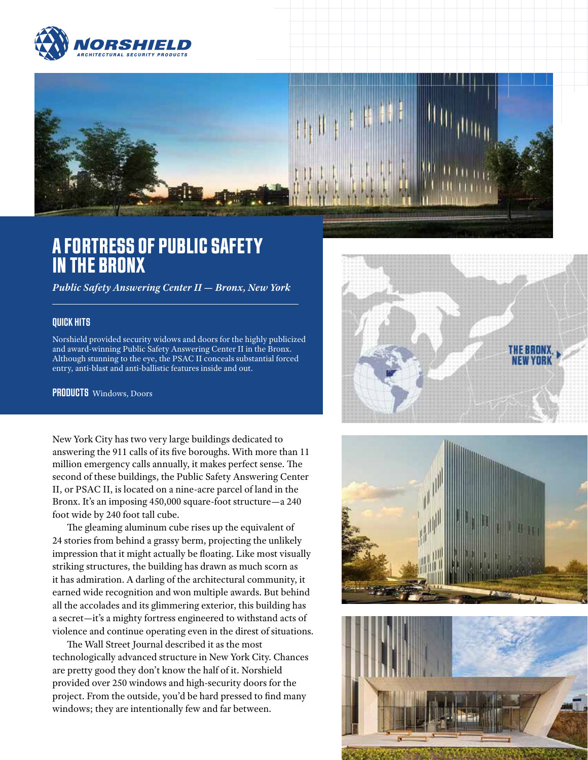# A FORTRESS OF PUBLIC SAFETY IN THE BRONX

*Public Safety Answering Center II — Bronx, New York*

## QUICK HITS

Norshield provided security widows and doors for the highly publicized and award-winning Public Safety Answering Center II in the Bronx. Although stunning to the eye, the PSAC II conceals substantial forced entry, anti-blast and anti-ballistic features inside and out.

**PRODUCTS** Windows, Doors

New York City has two very large buildings dedicated to answering the 911 calls of its five boroughs. With more than 11 million emergency calls annually, it makes perfect sense. The second of these buildings, the Public Safety Answering Center II, or PSAC II, is located on a nine-acre parcel of land in the Bronx. It's an imposing 450,000 square-foot structure—a 240 foot wide by 240 foot tall cube.

The gleaming aluminum cube rises up the equivalent of 24 stories from behind a grassy berm, projecting the unlikely impression that it might actually be floating. Like most visually striking structures, the building has drawn as much scorn as it has admiration. A darling of the architectural community, it earned wide recognition and won multiple awards. But behind all the accolades and its glimmering exterior, this building has a secret—it's a mighty fortress engineered to withstand acts of violence and continue operating even in the direst of situations.

The Wall Street Journal described it as the most technologically advanced structure in New York City. Chances are pretty good they don't know the half of it. Norshield provided over 250 windows and high-security doors for the project. From the outside, you'd be hard pressed to find many windows; they are intentionally few and far between.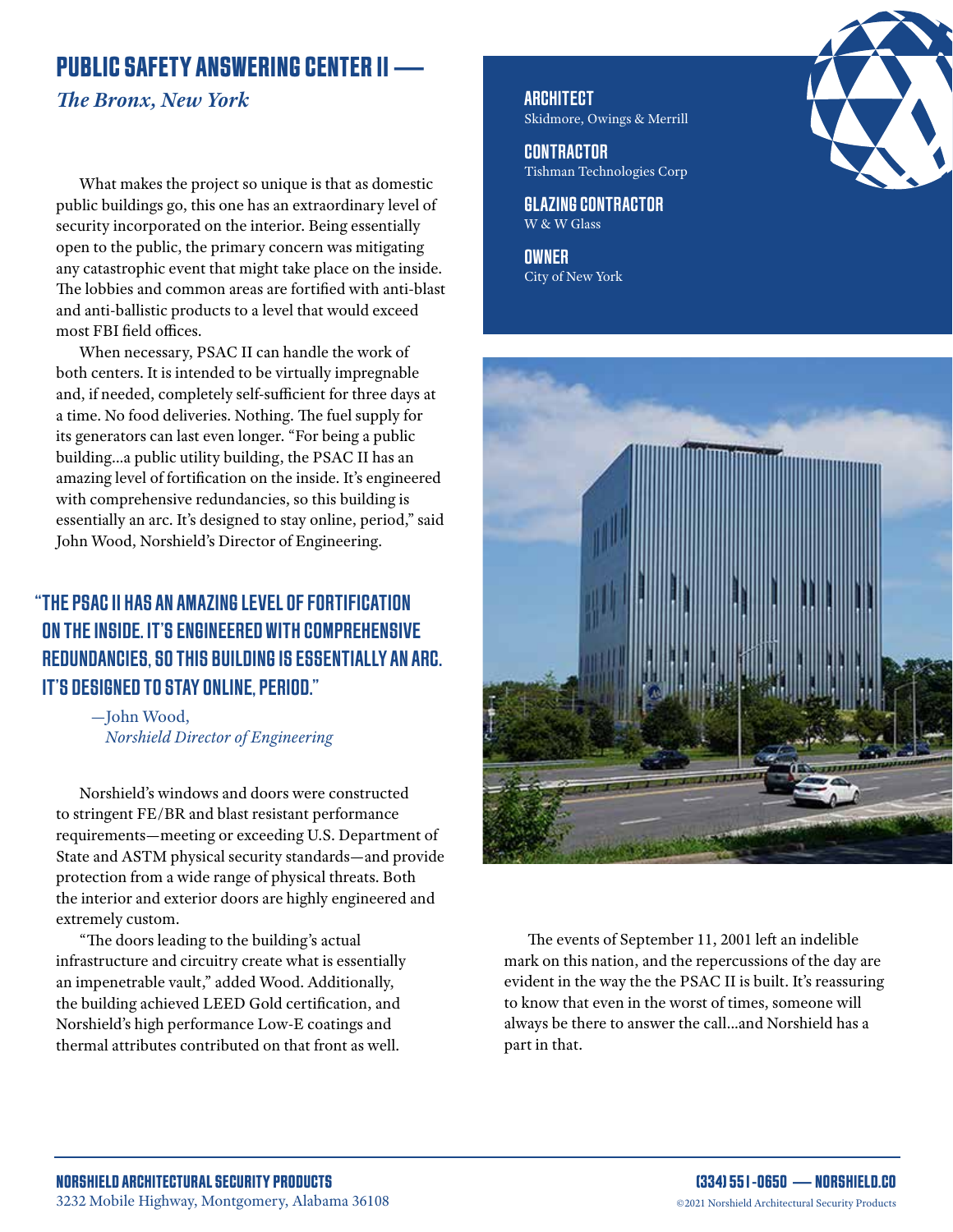# PUBLIC SAFETY ANSWERING CENTER II —

*The Bronx, New York*

What makes the project so unique is that as domestic public buildings go, this one has an extraordinary level of security incorporated on the interior. Being essentially open to the public, the primary concern was mitigating any catastrophic event that might take place on the inside. The lobbies and common areas are fortified with anti-blast and anti-ballistic products to a level that would exceed most FBI field offices.

When necessary, PSAC II can handle the work of both centers. It is intended to be virtually impregnable and, if needed, completely self-sufficient for three days at a time. No food deliveries. Nothing. The fuel supply for its generators can last even longer. "For being a public building...a public utility building, the PSAC II has an amazing level of fortification on the inside. It's engineered with comprehensive redundancies, so this building is essentially an arc. It's designed to stay online, period," said John Wood, Norshield's Director of Engineering.

> **"THE PSAC II HAS AN AMAZING LEVEL OF FORTIFICATION ON THE INSIDE. IT'S ENGINEERED WITH COMPREHENSIVE REDUNDANCIES, SO THIS BUILDING IS ESSENTIALLY AN ARC. IT'S DESIGNED TO STAY ONLINE, PERIOD."**
>
> —John Wood,
> *Norshield Director of Engineering*

Norshield's windows and doors were constructed to stringent FE/BR and blast resistant performance requirements—meeting or exceeding U.S. Department of State and ASTM physical security standards—and provide protection from a wide range of physical threats. Both the interior and exterior doors are highly engineered and extremely custom.

"The doors leading to the building's actual infrastructure and circuitry create what is essentially an impenetrable vault," added Wood. Additionally, the building achieved LEED Gold certification, and Norshield's high performance Low-E coatings and thermal attributes contributed on that front as well.

**ARCHITECT**
Skidmore, Owings & Merrill

**CONTRACTOR**
Tishman Technologies Corp

**GLAZING CONTRACTOR**
W & W Glass

**OWNER**
City of New York

The events of September 11, 2001 left an indelible mark on this nation, and the repercussions of the day are evident in the way the the PSAC II is built. It's reassuring to know that even in the worst of times, someone will always be there to answer the call...and Norshield has a part in that.

**NORSHIELD ARCHITECTURAL SECURITY PRODUCTS**
3232 Mobile Highway, Montgomery, Alabama 36108

**(334) 551-0650 — NORSHIELD.CO**
©2021 Norshield Architectural Security Products